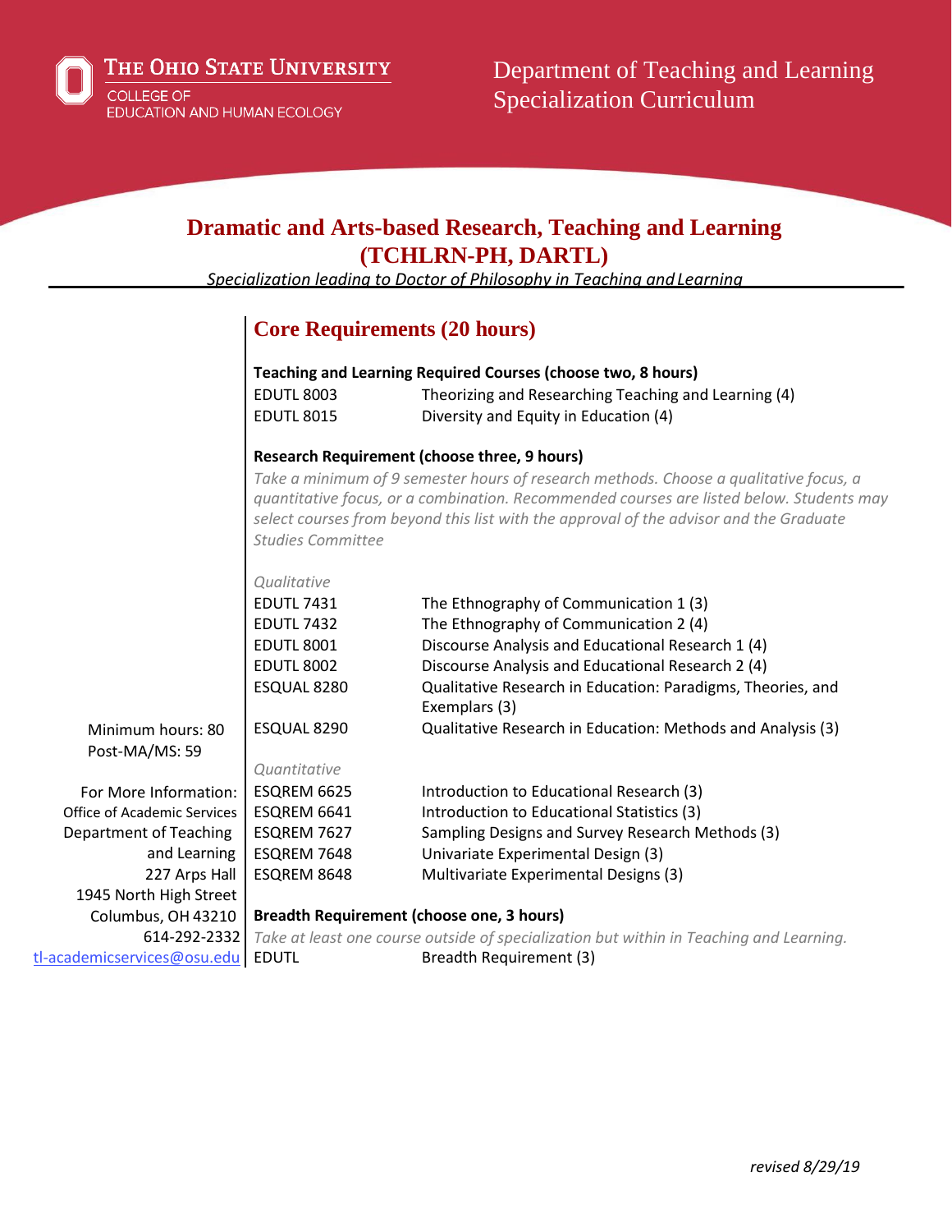The Ohio State University
College of Education and Human Ecology

Department of Teaching and Learning
Specialization Curriculum

# Dramatic and Arts-based Research, Teaching and Learning (TCHLRN-PH, DARTL)

*Specialization leading to Doctor of Philosophy in Teaching and Learning*

Minimum hours: 80
Post-MA/MS: 59

For More Information:
Office of Academic Services
Department of Teaching and Learning
227 Arps Hall
1945 North High Street
Columbus, OH 43210
614-292-2332
tl-academicservices@osu.edu

## Core Requirements (20 hours)

**Teaching and Learning Required Courses (choose two, 8 hours)**

| | |
|---|---|
| EDUTL 8003 | Theorizing and Researching Teaching and Learning (4) |
| EDUTL 8015 | Diversity and Equity in Education (4) |

**Research Requirement (choose three, 9 hours)**

*Take a minimum of 9 semester hours of research methods. Choose a qualitative focus, a quantitative focus, or a combination. Recommended courses are listed below. Students may select courses from beyond this list with the approval of the advisor and the Graduate Studies Committee*

*Qualitative*

| | |
|---|---|
| EDUTL 7431 | The Ethnography of Communication 1 (3) |
| EDUTL 7432 | The Ethnography of Communication 2 (4) |
| EDUTL 8001 | Discourse Analysis and Educational Research 1 (4) |
| EDUTL 8002 | Discourse Analysis and Educational Research 2 (4) |
| ESQUAL 8280 | Qualitative Research in Education: Paradigms, Theories, and Exemplars (3) |
| ESQUAL 8290 | Qualitative Research in Education: Methods and Analysis (3) |

*Quantitative*

| | |
|---|---|
| ESQREM 6625 | Introduction to Educational Research (3) |
| ESQREM 6641 | Introduction to Educational Statistics (3) |
| ESQREM 7627 | Sampling Designs and Survey Research Methods (3) |
| ESQREM 7648 | Univariate Experimental Design (3) |
| ESQREM 8648 | Multivariate Experimental Designs (3) |

**Breadth Requirement (choose one, 3 hours)**

*Take at least one course outside of specialization but within in Teaching and Learning.*

| | |
|---|---|
| EDUTL | Breadth Requirement (3) |

*revised 8/29/19*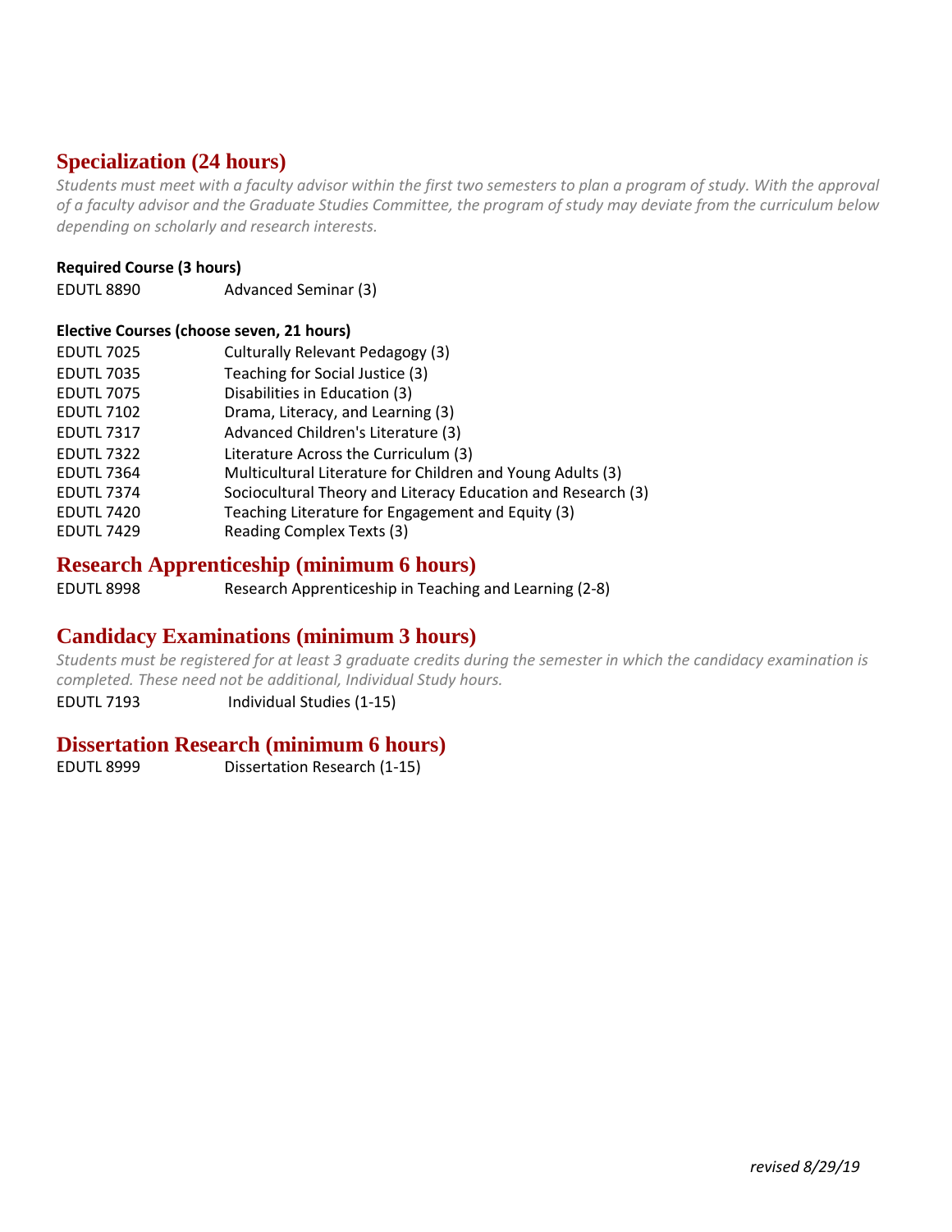## Specialization (24 hours)

*Students must meet with a faculty advisor within the first two semesters to plan a program of study. With the approval of a faculty advisor and the Graduate Studies Committee, the program of study may deviate from the curriculum below depending on scholarly and research interests.*

**Required Course (3 hours)**

| | |
|---|---|
| EDUTL 8890 | Advanced Seminar (3) |

**Elective Courses (choose seven, 21 hours)**

| | |
|---|---|
| EDUTL 7025 | Culturally Relevant Pedagogy (3) |
| EDUTL 7035 | Teaching for Social Justice (3) |
| EDUTL 7075 | Disabilities in Education (3) |
| EDUTL 7102 | Drama, Literacy, and Learning (3) |
| EDUTL 7317 | Advanced Children's Literature (3) |
| EDUTL 7322 | Literature Across the Curriculum (3) |
| EDUTL 7364 | Multicultural Literature for Children and Young Adults (3) |
| EDUTL 7374 | Sociocultural Theory and Literacy Education and Research (3) |
| EDUTL 7420 | Teaching Literature for Engagement and Equity (3) |
| EDUTL 7429 | Reading Complex Texts (3) |

## Research Apprenticeship (minimum 6 hours)

| | |
|---|---|
| EDUTL 8998 | Research Apprenticeship in Teaching and Learning (2-8) |

## Candidacy Examinations (minimum 3 hours)

*Students must be registered for at least 3 graduate credits during the semester in which the candidacy examination is completed. These need not be additional, Individual Study hours.*

| | |
|---|---|
| EDUTL 7193 | Individual Studies (1-15) |

## Dissertation Research (minimum 6 hours)

| | |
|---|---|
| EDUTL 8999 | Dissertation Research (1-15) |

*revised 8/29/19*